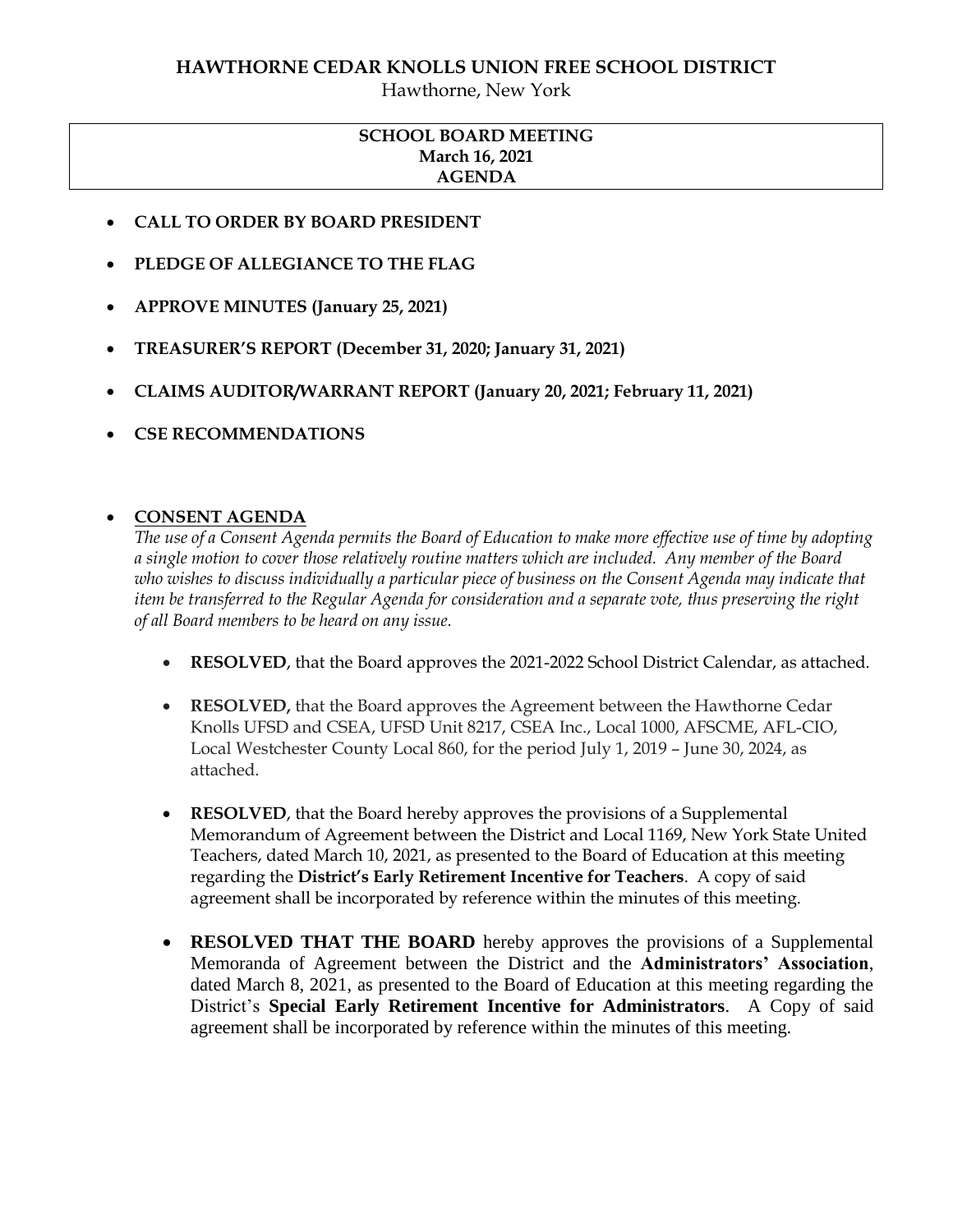# HAWTHORNE CEDAR KNOLLS UNION FREE SCHOOL DISTRICT

Hawthorne, New York

**SCHOOL BOARD MEETING**
**March 16, 2021**
**AGENDA**

- **CALL TO ORDER BY BOARD PRESIDENT**
- **PLEDGE OF ALLEGIANCE TO THE FLAG**
- **APPROVE MINUTES (January 25, 2021)**
- **TREASURER'S REPORT (December 31, 2020; January 31, 2021)**
- **CLAIMS AUDITOR/WARRANT REPORT (January 20, 2021; February 11, 2021)**
- **CSE RECOMMENDATIONS**

- **<u>CONSENT AGENDA</u>**

  *The use of a Consent Agenda permits the Board of Education to make more effective use of time by adopting a single motion to cover those relatively routine matters which are included. Any member of the Board who wishes to discuss individually a particular piece of business on the Consent Agenda may indicate that item be transferred to the Regular Agenda for consideration and a separate vote, thus preserving the right of all Board members to be heard on any issue.*

  - **RESOLVED**, that the Board approves the 2021-2022 School District Calendar, as attached.

  - **RESOLVED,** that the Board approves the Agreement between the Hawthorne Cedar Knolls UFSD and CSEA, UFSD Unit 8217, CSEA Inc., Local 1000, AFSCME, AFL-CIO, Local Westchester County Local 860, for the period July 1, 2019 – June 30, 2024, as attached.

  - **RESOLVED**, that the Board hereby approves the provisions of a Supplemental Memorandum of Agreement between the District and Local 1169, New York State United Teachers, dated March 10, 2021, as presented to the Board of Education at this meeting regarding the **District's Early Retirement Incentive for Teachers**. A copy of said agreement shall be incorporated by reference within the minutes of this meeting.

  - **RESOLVED THAT THE BOARD** hereby approves the provisions of a Supplemental Memoranda of Agreement between the District and the **Administrators' Association**, dated March 8, 2021, as presented to the Board of Education at this meeting regarding the District's **Special Early Retirement Incentive for Administrators**. A Copy of said agreement shall be incorporated by reference within the minutes of this meeting.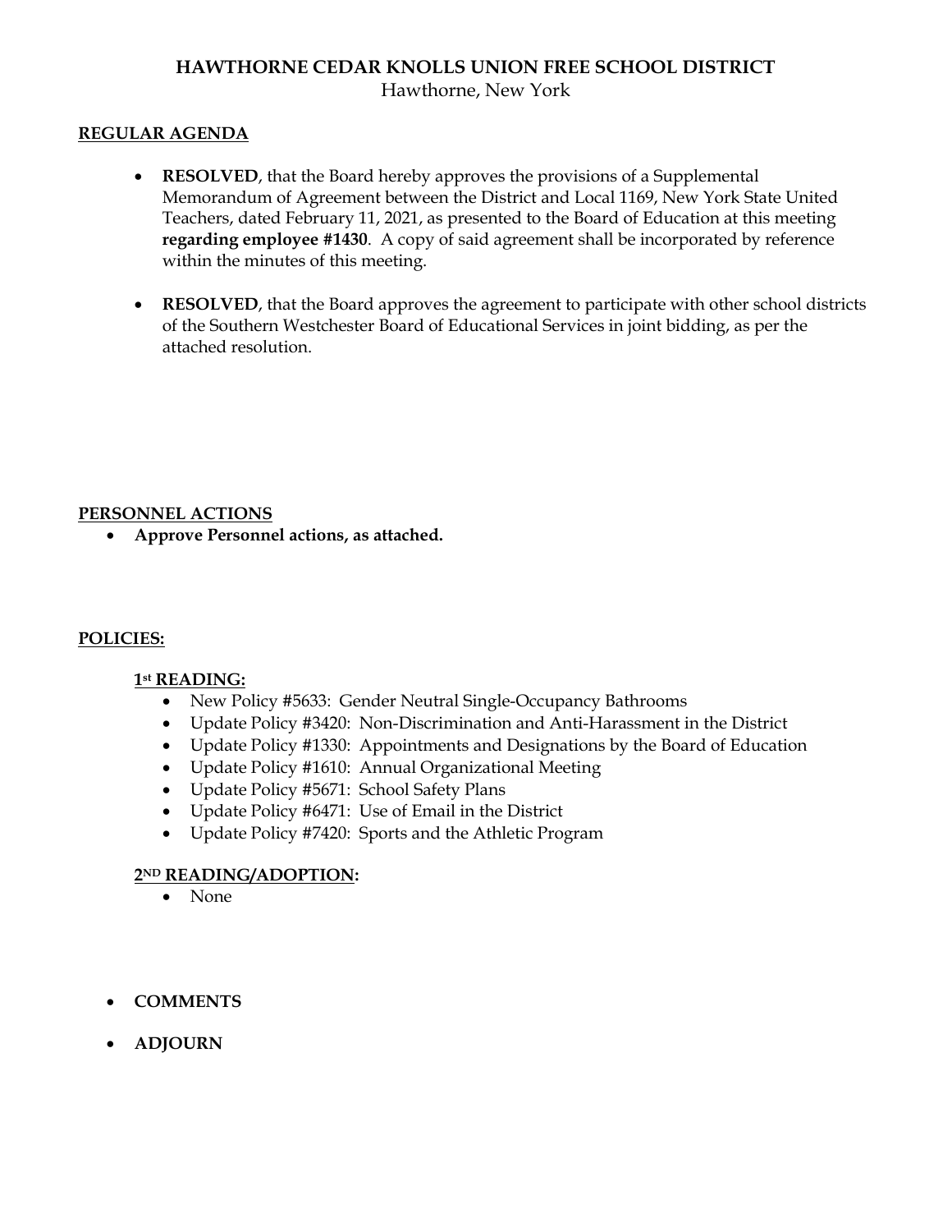**HAWTHORNE CEDAR KNOLLS UNION FREE SCHOOL DISTRICT**
Hawthorne, New York

## REGULAR AGENDA

- **RESOLVED**, that the Board hereby approves the provisions of a Supplemental Memorandum of Agreement between the District and Local 1169, New York State United Teachers, dated February 11, 2021, as presented to the Board of Education at this meeting **regarding employee #1430**. A copy of said agreement shall be incorporated by reference within the minutes of this meeting.

- **RESOLVED**, that the Board approves the agreement to participate with other school districts of the Southern Westchester Board of Educational Services in joint bidding, as per the attached resolution.

## PERSONNEL ACTIONS

- **Approve Personnel actions, as attached.**

## POLICIES:

### 1st READING:

- New Policy #5633: Gender Neutral Single-Occupancy Bathrooms
- Update Policy #3420: Non-Discrimination and Anti-Harassment in the District
- Update Policy #1330: Appointments and Designations by the Board of Education
- Update Policy #1610: Annual Organizational Meeting
- Update Policy #5671: School Safety Plans
- Update Policy #6471: Use of Email in the District
- Update Policy #7420: Sports and the Athletic Program

### 2ND READING/ADOPTION:

- None

- **COMMENTS**
- **ADJOURN**